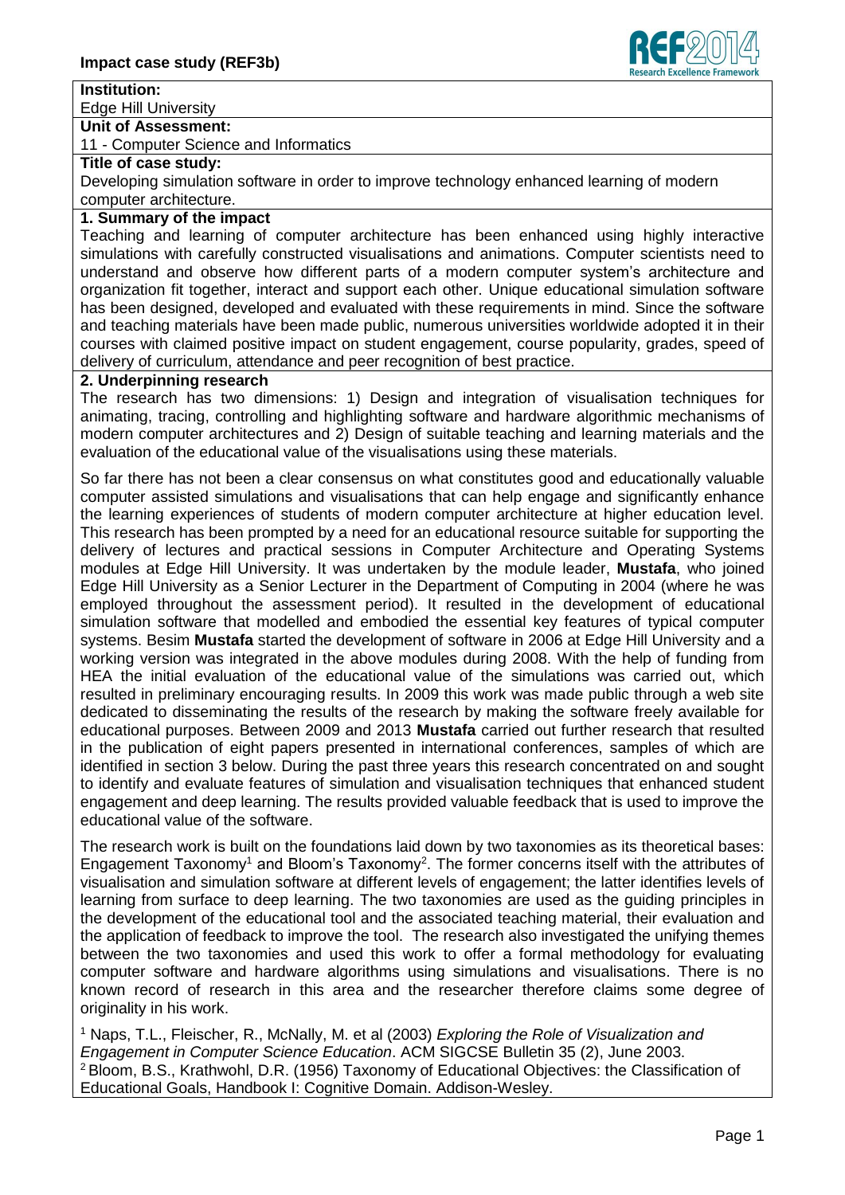**Impact case study (REF3b)**

**Institution:**

Edge Hill University

**Unit of Assessment:**

11 - Computer Science and Informatics

**Title of case study:**

Developing simulation software in order to improve technology enhanced learning of modern computer architecture.

## 1. Summary of the impact

Teaching and learning of computer architecture has been enhanced using highly interactive simulations with carefully constructed visualisations and animations. Computer scientists need to understand and observe how different parts of a modern computer system's architecture and organization fit together, interact and support each other. Unique educational simulation software has been designed, developed and evaluated with these requirements in mind. Since the software and teaching materials have been made public, numerous universities worldwide adopted it in their courses with claimed positive impact on student engagement, course popularity, grades, speed of delivery of curriculum, attendance and peer recognition of best practice.

## 2. Underpinning research

The research has two dimensions: 1) Design and integration of visualisation techniques for animating, tracing, controlling and highlighting software and hardware algorithmic mechanisms of modern computer architectures and 2) Design of suitable teaching and learning materials and the evaluation of the educational value of the visualisations using these materials.

So far there has not been a clear consensus on what constitutes good and educationally valuable computer assisted simulations and visualisations that can help engage and significantly enhance the learning experiences of students of modern computer architecture at higher education level. This research has been prompted by a need for an educational resource suitable for supporting the delivery of lectures and practical sessions in Computer Architecture and Operating Systems modules at Edge Hill University. It was undertaken by the module leader, **Mustafa**, who joined Edge Hill University as a Senior Lecturer in the Department of Computing in 2004 (where he was employed throughout the assessment period). It resulted in the development of educational simulation software that modelled and embodied the essential key features of typical computer systems. Besim **Mustafa** started the development of software in 2006 at Edge Hill University and a working version was integrated in the above modules during 2008. With the help of funding from HEA the initial evaluation of the educational value of the simulations was carried out, which resulted in preliminary encouraging results. In 2009 this work was made public through a web site dedicated to disseminating the results of the research by making the software freely available for educational purposes. Between 2009 and 2013 **Mustafa** carried out further research that resulted in the publication of eight papers presented in international conferences, samples of which are identified in section 3 below. During the past three years this research concentrated on and sought to identify and evaluate features of simulation and visualisation techniques that enhanced student engagement and deep learning. The results provided valuable feedback that is used to improve the educational value of the software.

The research work is built on the foundations laid down by two taxonomies as its theoretical bases: Engagement Taxonomy[1] and Bloom's Taxonomy[2]. The former concerns itself with the attributes of visualisation and simulation software at different levels of engagement; the latter identifies levels of learning from surface to deep learning. The two taxonomies are used as the guiding principles in the development of the educational tool and the associated teaching material, their evaluation and the application of feedback to improve the tool. The research also investigated the unifying themes between the two taxonomies and used this work to offer a formal methodology for evaluating computer software and hardware algorithms using simulations and visualisations. There is no known record of research in this area and the researcher therefore claims some degree of originality in his work.

[1] Naps, T.L., Fleischer, R., McNally, M. et al (2003) *Exploring the Role of Visualization and Engagement in Computer Science Education*. ACM SIGCSE Bulletin 35 (2), June 2003.

[2] Bloom, B.S., Krathwohl, D.R. (1956) Taxonomy of Educational Objectives: the Classification of Educational Goals, Handbook I: Cognitive Domain. Addison-Wesley.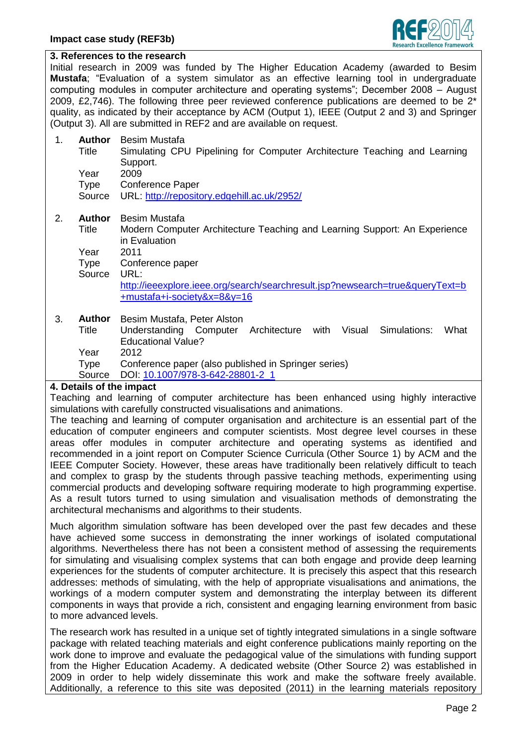### 3. References to the research

Initial research in 2009 was funded by The Higher Education Academy (awarded to Besim **Mustafa**; "Evaluation of a system simulator as an effective learning tool in undergraduate computing modules in computer architecture and operating systems"; December 2008 – August 2009, £2,746). The following three peer reviewed conference publications are deemed to be 2* quality, as indicated by their acceptance by ACM (Output 1), IEEE (Output 2 and 3) and Springer (Output 3). All are submitted in REF2 and are available on request.

1. **Author** Besim Mustafa
   Title Simulating CPU Pipelining for Computer Architecture Teaching and Learning Support.
   Year 2009
   Type Conference Paper
   Source URL: http://repository.edgehill.ac.uk/2952/

2. **Author** Besim Mustafa
   Title Modern Computer Architecture Teaching and Learning Support: An Experience in Evaluation
   Year 2011
   Type Conference paper
   Source URL: http://ieeexplore.ieee.org/search/searchresult.jsp?newsearch=true&queryText=b+mustafa+i-society&x=8&y=16

3. **Author** Besim Mustafa, Peter Alston
   Title Understanding Computer Architecture with Visual Simulations: What Educational Value?
   Year 2012
   Type Conference paper (also published in Springer series)
   Source DOI: 10.1007/978-3-642-28801-2_1

### 4. Details of the impact

Teaching and learning of computer architecture has been enhanced using highly interactive simulations with carefully constructed visualisations and animations.

The teaching and learning of computer organisation and architecture is an essential part of the education of computer engineers and computer scientists. Most degree level courses in these areas offer modules in computer architecture and operating systems as identified and recommended in a joint report on Computer Science Curricula (Other Source 1) by ACM and the IEEE Computer Society. However, these areas have traditionally been relatively difficult to teach and complex to grasp by the students through passive teaching methods, experimenting using commercial products and developing software requiring moderate to high programming expertise. As a result tutors turned to using simulation and visualisation methods of demonstrating the architectural mechanisms and algorithms to their students.

Much algorithm simulation software has been developed over the past few decades and these have achieved some success in demonstrating the inner workings of isolated computational algorithms. Nevertheless there has not been a consistent method of assessing the requirements for simulating and visualising complex systems that can both engage and provide deep learning experiences for the students of computer architecture. It is precisely this aspect that this research addresses: methods of simulating, with the help of appropriate visualisations and animations, the workings of a modern computer system and demonstrating the interplay between its different components in ways that provide a rich, consistent and engaging learning environment from basic to more advanced levels.

The research work has resulted in a unique set of tightly integrated simulations in a single software package with related teaching materials and eight conference publications mainly reporting on the work done to improve and evaluate the pedagogical value of the simulations with funding support from the Higher Education Academy. A dedicated website (Other Source 2) was established in 2009 in order to help widely disseminate this work and make the software freely available. Additionally, a reference to this site was deposited (2011) in the learning materials repository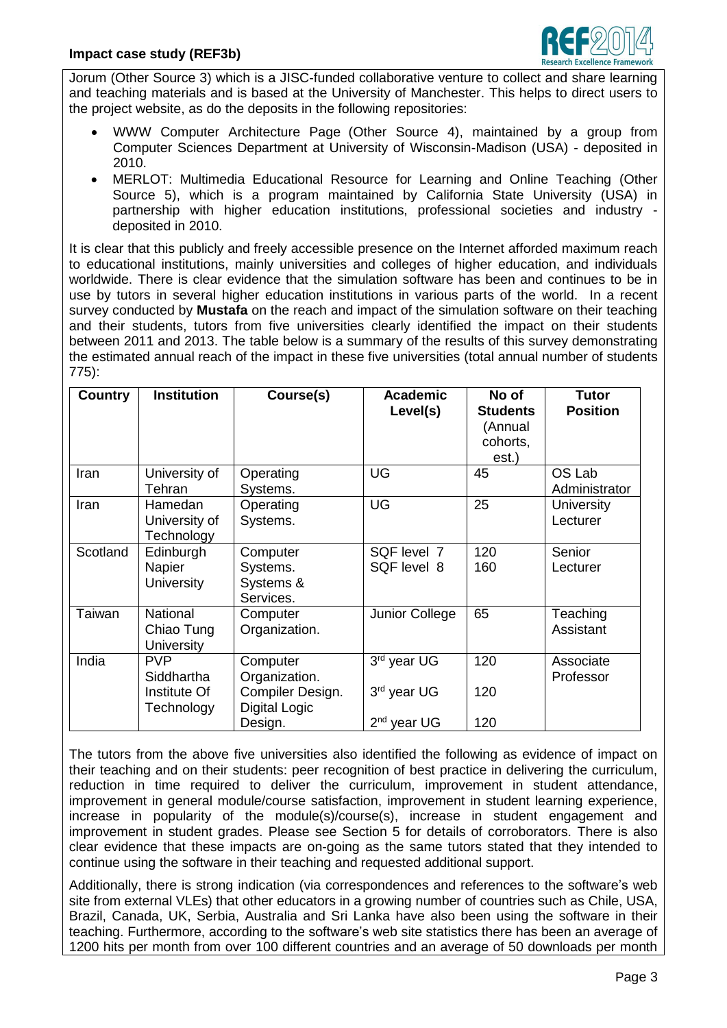Jorum (Other Source 3) which is a JISC-funded collaborative venture to collect and share learning and teaching materials and is based at the University of Manchester. This helps to direct users to the project website, as do the deposits in the following repositories:

- WWW Computer Architecture Page (Other Source 4), maintained by a group from Computer Sciences Department at University of Wisconsin-Madison (USA) - deposited in 2010.
- MERLOT: Multimedia Educational Resource for Learning and Online Teaching (Other Source 5), which is a program maintained by California State University (USA) in partnership with higher education institutions, professional societies and industry - deposited in 2010.

It is clear that this publicly and freely accessible presence on the Internet afforded maximum reach to educational institutions, mainly universities and colleges of higher education, and individuals worldwide. There is clear evidence that the simulation software has been and continues to be in use by tutors in several higher education institutions in various parts of the world. In a recent survey conducted by **Mustafa** on the reach and impact of the simulation software on their teaching and their students, tutors from five universities clearly identified the impact on their students between 2011 and 2013. The table below is a summary of the results of this survey demonstrating the estimated annual reach of the impact in these five universities (total annual number of students 775):

| Country | Institution | Course(s) | Academic Level(s) | No of Students (Annual cohorts, est.) | Tutor Position |
|---|---|---|---|---|---|
| Iran | University of Tehran | Operating Systems. | UG | 45 | OS Lab Administrator |
| Iran | Hamedan University of Technology | Operating Systems. | UG | 25 | University Lecturer |
| Scotland | Edinburgh Napier University | Computer Systems.<br>Systems & Services. | SQF level 7<br>SQF level 8 | 120<br>160 | Senior Lecturer |
| Taiwan | National Chiao Tung University | Computer Organization. | Junior College | 65 | Teaching Assistant |
| India | PVP Siddhartha Institute Of Technology | Computer Organization.<br>Compiler Design.<br>Digital Logic Design. | 3rd year UG<br>3rd year UG<br>2nd year UG | 120<br>120<br>120 | Associate Professor |

The tutors from the above five universities also identified the following as evidence of impact on their teaching and on their students: peer recognition of best practice in delivering the curriculum, reduction in time required to deliver the curriculum, improvement in student attendance, improvement in general module/course satisfaction, improvement in student learning experience, increase in popularity of the module(s)/course(s), increase in student engagement and improvement in student grades. Please see Section 5 for details of corroborators. There is also clear evidence that these impacts are on-going as the same tutors stated that they intended to continue using the software in their teaching and requested additional support.

Additionally, there is strong indication (via correspondences and references to the software's web site from external VLEs) that other educators in a growing number of countries such as Chile, USA, Brazil, Canada, UK, Serbia, Australia and Sri Lanka have also been using the software in their teaching. Furthermore, according to the software's web site statistics there has been an average of 1200 hits per month from over 100 different countries and an average of 50 downloads per month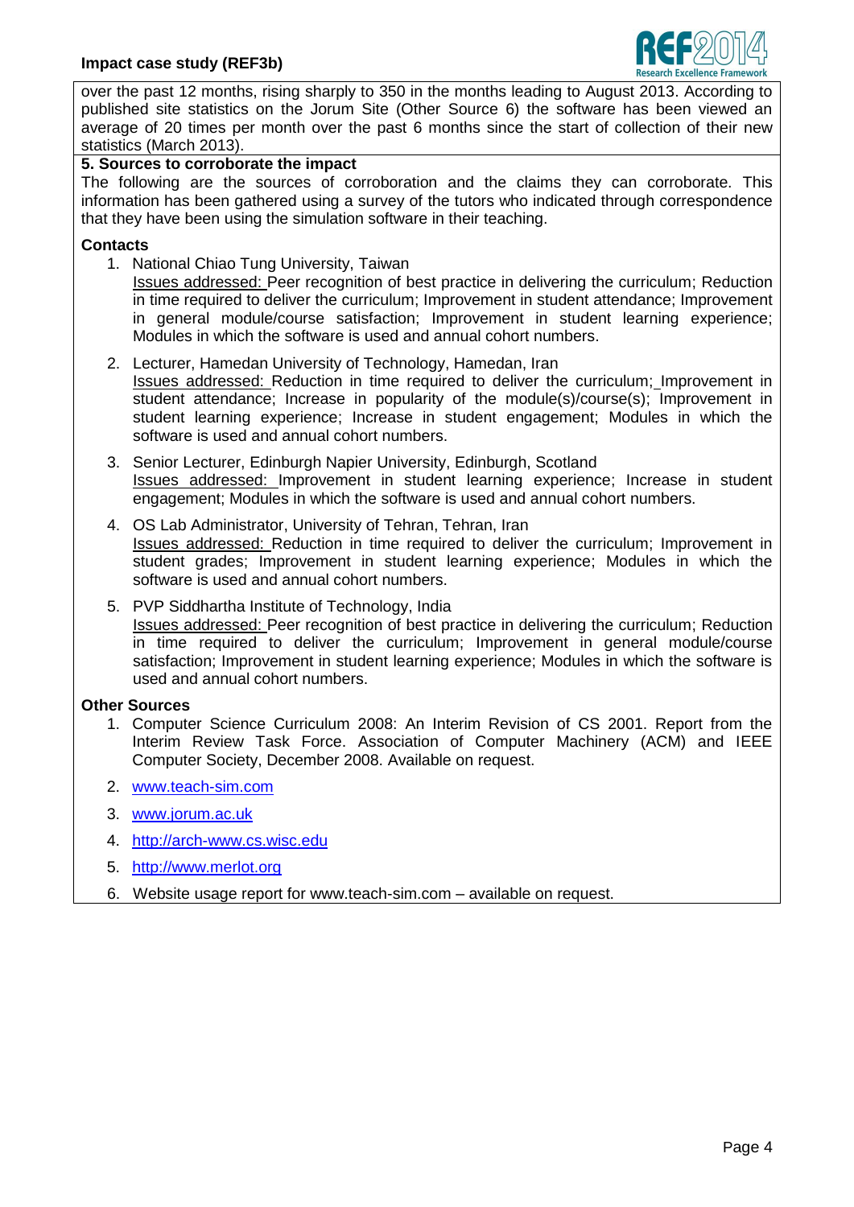over the past 12 months, rising sharply to 350 in the months leading to August 2013. According to published site statistics on the Jorum Site (Other Source 6) the software has been viewed an average of 20 times per month over the past 6 months since the start of collection of their new statistics (March 2013).

## 5. Sources to corroborate the impact

The following are the sources of corroboration and the claims they can corroborate. This information has been gathered using a survey of the tutors who indicated through correspondence that they have been using the simulation software in their teaching.

### Contacts

1. National Chiao Tung University, Taiwan
   Issues addressed: Peer recognition of best practice in delivering the curriculum; Reduction in time required to deliver the curriculum; Improvement in student attendance; Improvement in general module/course satisfaction; Improvement in student learning experience; Modules in which the software is used and annual cohort numbers.

2. Lecturer, Hamedan University of Technology, Hamedan, Iran
   Issues addressed: Reduction in time required to deliver the curriculum; Improvement in student attendance; Increase in popularity of the module(s)/course(s); Improvement in student learning experience; Increase in student engagement; Modules in which the software is used and annual cohort numbers.

3. Senior Lecturer, Edinburgh Napier University, Edinburgh, Scotland
   Issues addressed: Improvement in student learning experience; Increase in student engagement; Modules in which the software is used and annual cohort numbers.

4. OS Lab Administrator, University of Tehran, Tehran, Iran
   Issues addressed: Reduction in time required to deliver the curriculum; Improvement in student grades; Improvement in student learning experience; Modules in which the software is used and annual cohort numbers.

5. PVP Siddhartha Institute of Technology, India
   Issues addressed: Peer recognition of best practice in delivering the curriculum; Reduction in time required to deliver the curriculum; Improvement in general module/course satisfaction; Improvement in student learning experience; Modules in which the software is used and annual cohort numbers.

### Other Sources

1. Computer Science Curriculum 2008: An Interim Revision of CS 2001. Report from the Interim Review Task Force. Association of Computer Machinery (ACM) and IEEE Computer Society, December 2008. Available on request.
2. www.teach-sim.com
3. www.jorum.ac.uk
4. http://arch-www.cs.wisc.edu
5. http://www.merlot.org
6. Website usage report for www.teach-sim.com – available on request.